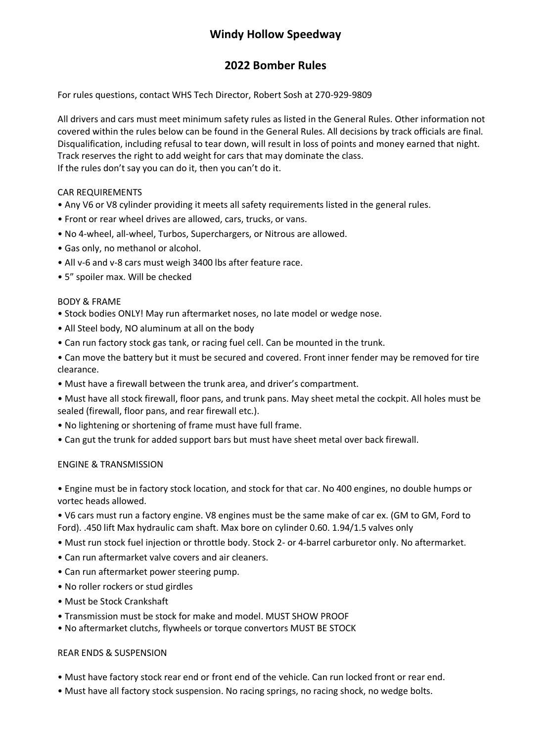# Windy Hollow Speedway

## 2022 Bomber Rules

For rules questions, contact WHS Tech Director, Robert Sosh at 270-929-9809

All drivers and cars must meet minimum safety rules as listed in the General Rules. Other information not covered within the rules below can be found in the General Rules. All decisions by track officials are final. Disqualification, including refusal to tear down, will result in loss of points and money earned that night. Track reserves the right to add weight for cars that may dominate the class.
If the rules don't say you can do it, then you can't do it.

### CAR REQUIREMENTS

- Any V6 or V8 cylinder providing it meets all safety requirements listed in the general rules.
- Front or rear wheel drives are allowed, cars, trucks, or vans.
- No 4-wheel, all-wheel, Turbos, Superchargers, or Nitrous are allowed.
- Gas only, no methanol or alcohol.
- All v-6 and v-8 cars must weigh 3400 lbs after feature race.
- 5" spoiler max. Will be checked

### BODY & FRAME

- Stock bodies ONLY! May run aftermarket noses, no late model or wedge nose.
- All Steel body, NO aluminum at all on the body
- Can run factory stock gas tank, or racing fuel cell. Can be mounted in the trunk.
- Can move the battery but it must be secured and covered. Front inner fender may be removed for tire clearance.
- Must have a firewall between the trunk area, and driver's compartment.
- Must have all stock firewall, floor pans, and trunk pans. May sheet metal the cockpit. All holes must be sealed (firewall, floor pans, and rear firewall etc.).
- No lightening or shortening of frame must have full frame.
- Can gut the trunk for added support bars but must have sheet metal over back firewall.

### ENGINE & TRANSMISSION

- Engine must be in factory stock location, and stock for that car. No 400 engines, no double humps or vortec heads allowed.
- V6 cars must run a factory engine. V8 engines must be the same make of car ex. (GM to GM, Ford to Ford). .450 lift Max hydraulic cam shaft. Max bore on cylinder 0.60. 1.94/1.5 valves only
- Must run stock fuel injection or throttle body. Stock 2- or 4-barrel carburetor only. No aftermarket.
- Can run aftermarket valve covers and air cleaners.
- Can run aftermarket power steering pump.
- No roller rockers or stud girdles
- Must be Stock Crankshaft
- Transmission must be stock for make and model. MUST SHOW PROOF
- No aftermarket clutchs, flywheels or torque convertors MUST BE STOCK

### REAR ENDS & SUSPENSION

- Must have factory stock rear end or front end of the vehicle. Can run locked front or rear end.
- Must have all factory stock suspension. No racing springs, no racing shock, no wedge bolts.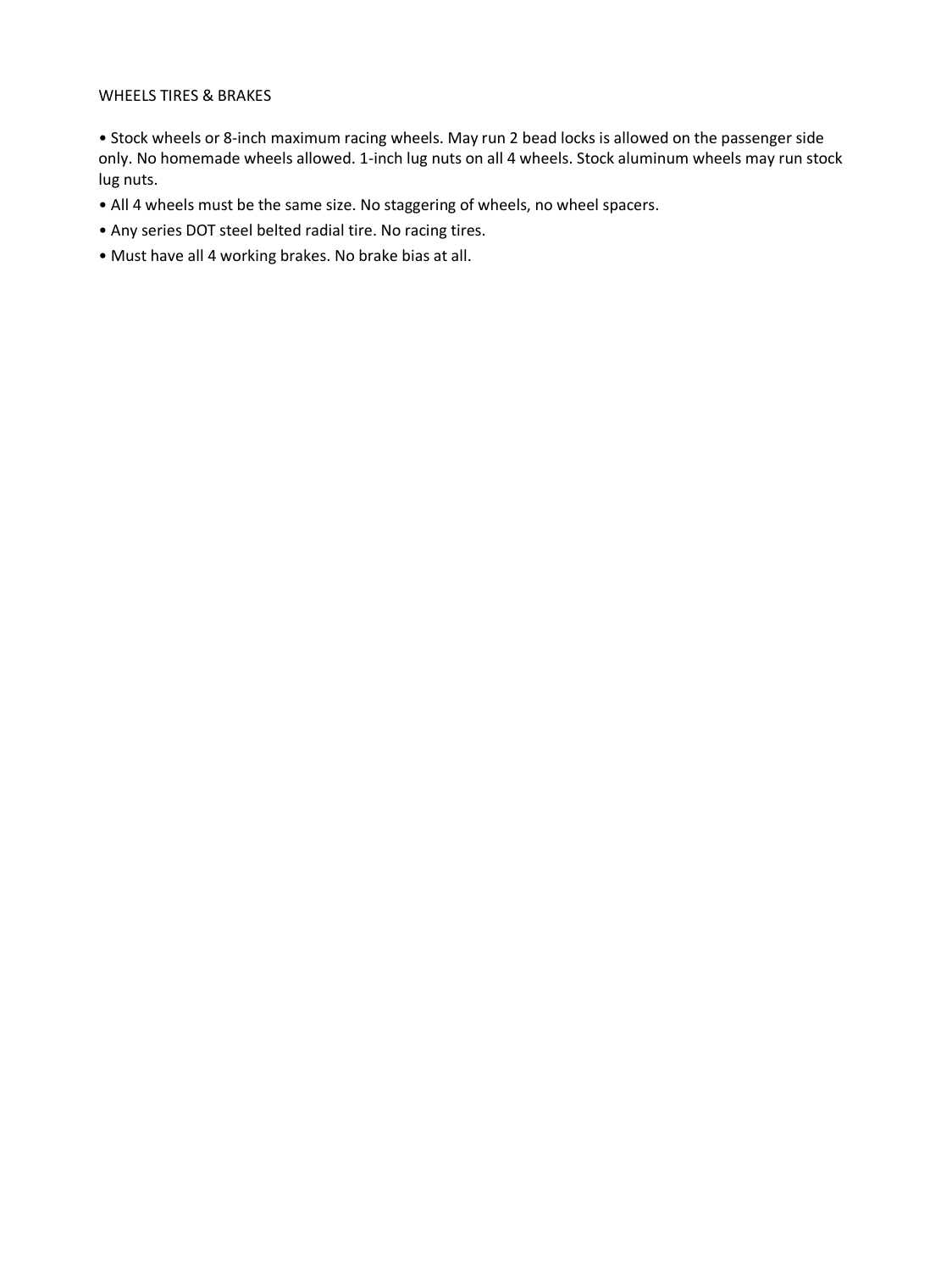## WHEELS TIRES & BRAKES

- Stock wheels or 8-inch maximum racing wheels. May run 2 bead locks is allowed on the passenger side only. No homemade wheels allowed. 1-inch lug nuts on all 4 wheels. Stock aluminum wheels may run stock lug nuts.
- All 4 wheels must be the same size. No staggering of wheels, no wheel spacers.
- Any series DOT steel belted radial tire. No racing tires.
- Must have all 4 working brakes. No brake bias at all.